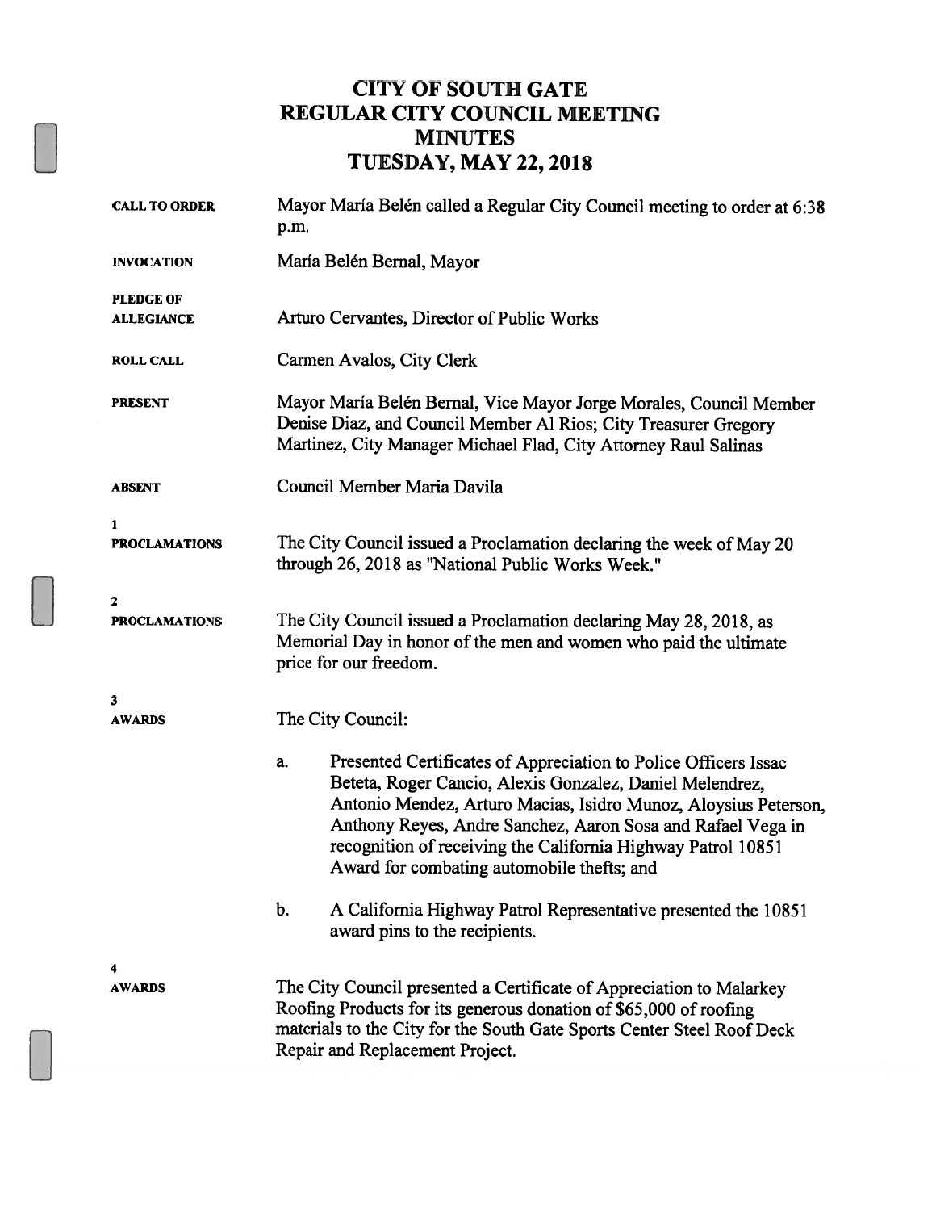# CITY OF SOUTH GATE
# REGULAR CITY COUNCIL MEETING
# MINUTES
# TUESDAY, MAY 22, 2018

**CALL TO ORDER**
Mayor María Belén called a Regular City Council meeting to order at 6:38 p.m.

**INVOCATION**
María Belén Bernal, Mayor

**PLEDGE OF ALLEGIANCE**
Arturo Cervantes, Director of Public Works

**ROLL CALL**
Carmen Avalos, City Clerk

**PRESENT**
Mayor María Belén Bernal, Vice Mayor Jorge Morales, Council Member Denise Diaz, and Council Member Al Rios; City Treasurer Gregory Martinez, City Manager Michael Flad, City Attorney Raul Salinas

**ABSENT**
Council Member Maria Davila

**1 PROCLAMATIONS**
The City Council issued a Proclamation declaring the week of May 20 through 26, 2018 as "National Public Works Week."

**2 PROCLAMATIONS**
The City Council issued a Proclamation declaring May 28, 2018, as Memorial Day in honor of the men and women who paid the ultimate price for our freedom.

**3 AWARDS**
The City Council:

a. Presented Certificates of Appreciation to Police Officers Issac Beteta, Roger Cancio, Alexis Gonzalez, Daniel Melendrez, Antonio Mendez, Arturo Macias, Isidro Munoz, Aloysius Peterson, Anthony Reyes, Andre Sanchez, Aaron Sosa and Rafael Vega in recognition of receiving the California Highway Patrol 10851 Award for combating automobile thefts; and

b. A California Highway Patrol Representative presented the 10851 award pins to the recipients.

**4 AWARDS**
The City Council presented a Certificate of Appreciation to Malarkey Roofing Products for its generous donation of $65,000 of roofing materials to the City for the South Gate Sports Center Steel Roof Deck Repair and Replacement Project.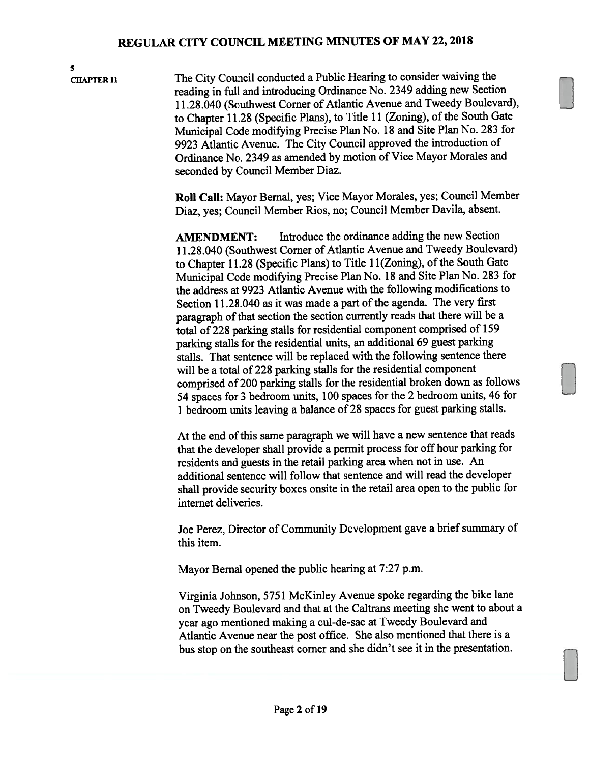**5**
**CHAPTER 11**

The City Council conducted a Public Hearing to consider waiving the reading in full and introducing Ordinance No. 2349 adding new Section 11.28.040 (Southwest Corner of Atlantic Avenue and Tweedy Boulevard), to Chapter 11.28 (Specific Plans), to Title 11 (Zoning), of the South Gate Municipal Code modifying Precise Plan No. 18 and Site Plan No. 283 for 9923 Atlantic Avenue. The City Council approved the introduction of Ordinance No. 2349 as amended by motion of Vice Mayor Morales and seconded by Council Member Diaz.

**Roll Call:** Mayor Bernal, yes; Vice Mayor Morales, yes; Council Member Diaz, yes; Council Member Rios, no; Council Member Davila, absent.

**AMENDMENT:** Introduce the ordinance adding the new Section 11.28.040 (Southwest Corner of Atlantic Avenue and Tweedy Boulevard) to Chapter 11.28 (Specific Plans) to Title 11(Zoning), of the South Gate Municipal Code modifying Precise Plan No. 18 and Site Plan No. 283 for the address at 9923 Atlantic Avenue with the following modifications to Section 11.28.040 as it was made a part of the agenda. The very first paragraph of that section the section currently reads that there will be a total of 228 parking stalls for residential component comprised of 159 parking stalls for the residential units, an additional 69 guest parking stalls. That sentence will be replaced with the following sentence there will be a total of 228 parking stalls for the residential component comprised of 200 parking stalls for the residential broken down as follows 54 spaces for 3 bedroom units, 100 spaces for the 2 bedroom units, 46 for 1 bedroom units leaving a balance of 28 spaces for guest parking stalls.

At the end of this same paragraph we will have a new sentence that reads that the developer shall provide a permit process for off hour parking for residents and guests in the retail parking area when not in use. An additional sentence will follow that sentence and will read the developer shall provide security boxes onsite in the retail area open to the public for internet deliveries.

Joe Perez, Director of Community Development gave a brief summary of this item.

Mayor Bernal opened the public hearing at 7:27 p.m.

Virginia Johnson, 5751 McKinley Avenue spoke regarding the bike lane on Tweedy Boulevard and that at the Caltrans meeting she went to about a year ago mentioned making a cul-de-sac at Tweedy Boulevard and Atlantic Avenue near the post office. She also mentioned that there is a bus stop on the southeast corner and she didn't see it in the presentation.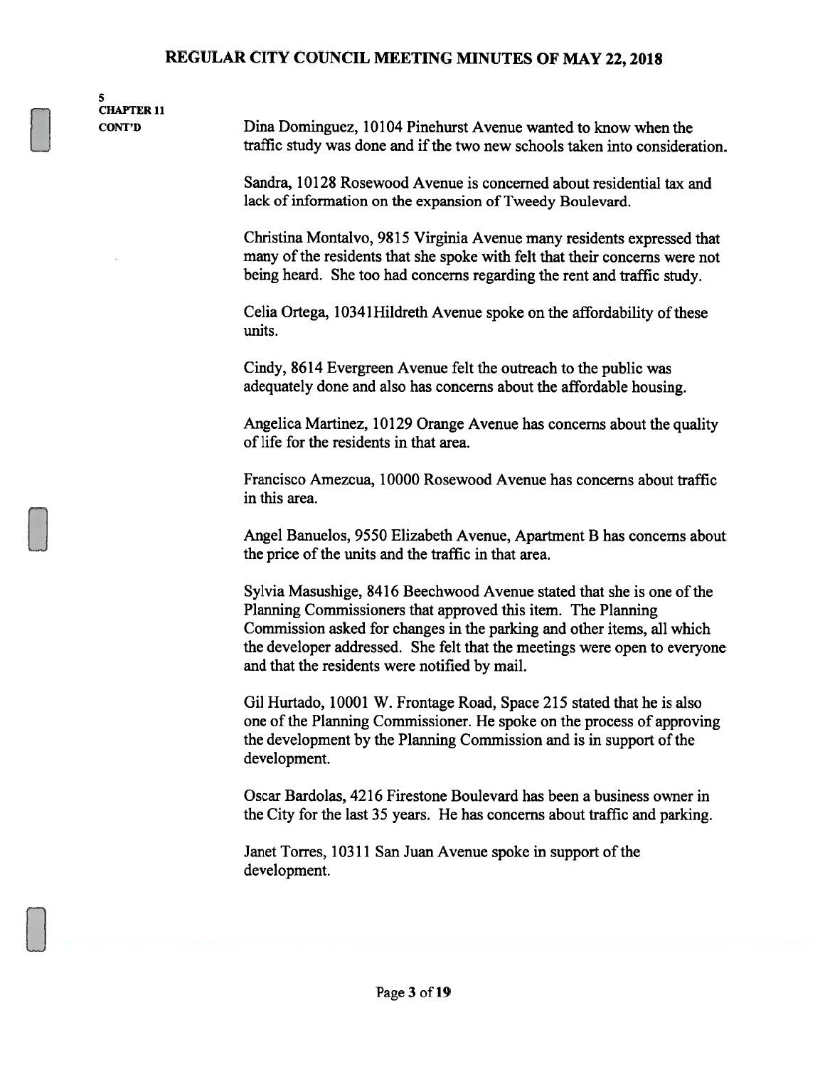5
CHAPTER 11
CONT'D

Dina Dominguez, 10104 Pinehurst Avenue wanted to know when the traffic study was done and if the two new schools taken into consideration.

Sandra, 10128 Rosewood Avenue is concerned about residential tax and lack of information on the expansion of Tweedy Boulevard.

Christina Montalvo, 9815 Virginia Avenue many residents expressed that many of the residents that she spoke with felt that their concerns were not being heard. She too had concerns regarding the rent and traffic study.

Celia Ortega, 10341Hildreth Avenue spoke on the affordability of these units.

Cindy, 8614 Evergreen Avenue felt the outreach to the public was adequately done and also has concerns about the affordable housing.

Angelica Martinez, 10129 Orange Avenue has concerns about the quality of life for the residents in that area.

Francisco Amezcua, 10000 Rosewood Avenue has concerns about traffic in this area.

Angel Banuelos, 9550 Elizabeth Avenue, Apartment B has concerns about the price of the units and the traffic in that area.

Sylvia Masushige, 8416 Beechwood Avenue stated that she is one of the Planning Commissioners that approved this item. The Planning Commission asked for changes in the parking and other items, all which the developer addressed. She felt that the meetings were open to everyone and that the residents were notified by mail.

Gil Hurtado, 10001 W. Frontage Road, Space 215 stated that he is also one of the Planning Commissioner. He spoke on the process of approving the development by the Planning Commission and is in support of the development.

Oscar Bardolas, 4216 Firestone Boulevard has been a business owner in the City for the last 35 years. He has concerns about traffic and parking.

Janet Torres, 10311 San Juan Avenue spoke in support of the development.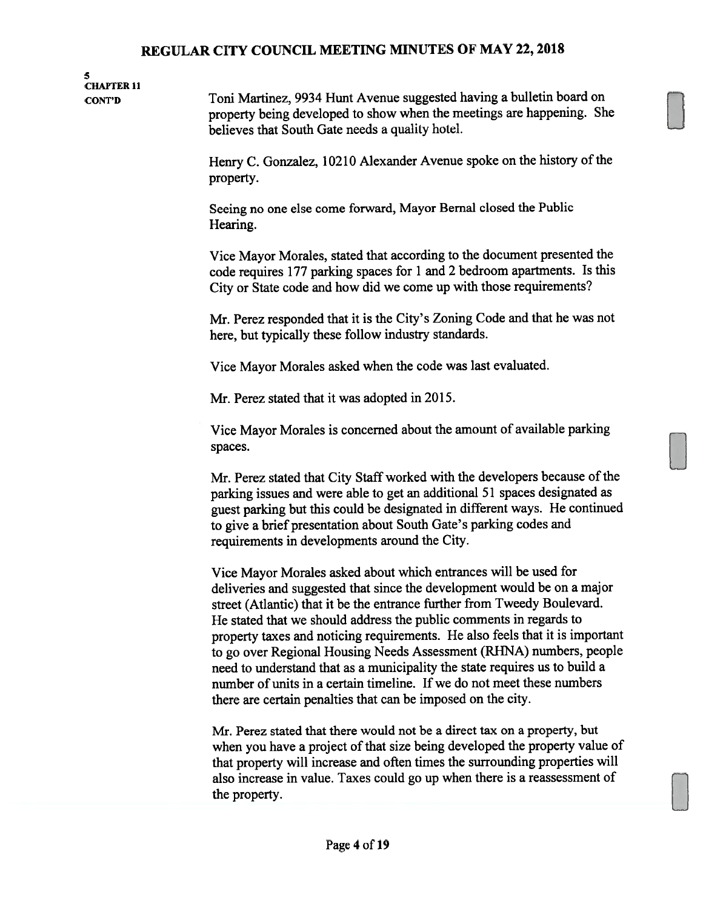5
CHAPTER 11
CONT'D

Toni Martinez, 9934 Hunt Avenue suggested having a bulletin board on property being developed to show when the meetings are happening. She believes that South Gate needs a quality hotel.

Henry C. Gonzalez, 10210 Alexander Avenue spoke on the history of the property.

Seeing no one else come forward, Mayor Bernal closed the Public Hearing.

Vice Mayor Morales, stated that according to the document presented the code requires 177 parking spaces for 1 and 2 bedroom apartments. Is this City or State code and how did we come up with those requirements?

Mr. Perez responded that it is the City's Zoning Code and that he was not here, but typically these follow industry standards.

Vice Mayor Morales asked when the code was last evaluated.

Mr. Perez stated that it was adopted in 2015.

Vice Mayor Morales is concerned about the amount of available parking spaces.

Mr. Perez stated that City Staff worked with the developers because of the parking issues and were able to get an additional 51 spaces designated as guest parking but this could be designated in different ways. He continued to give a brief presentation about South Gate's parking codes and requirements in developments around the City.

Vice Mayor Morales asked about which entrances will be used for deliveries and suggested that since the development would be on a major street (Atlantic) that it be the entrance further from Tweedy Boulevard. He stated that we should address the public comments in regards to property taxes and noticing requirements. He also feels that it is important to go over Regional Housing Needs Assessment (RHNA) numbers, people need to understand that as a municipality the state requires us to build a number of units in a certain timeline. If we do not meet these numbers there are certain penalties that can be imposed on the city.

Mr. Perez stated that there would not be a direct tax on a property, but when you have a project of that size being developed the property value of that property will increase and often times the surrounding properties will also increase in value. Taxes could go up when there is a reassessment of the property.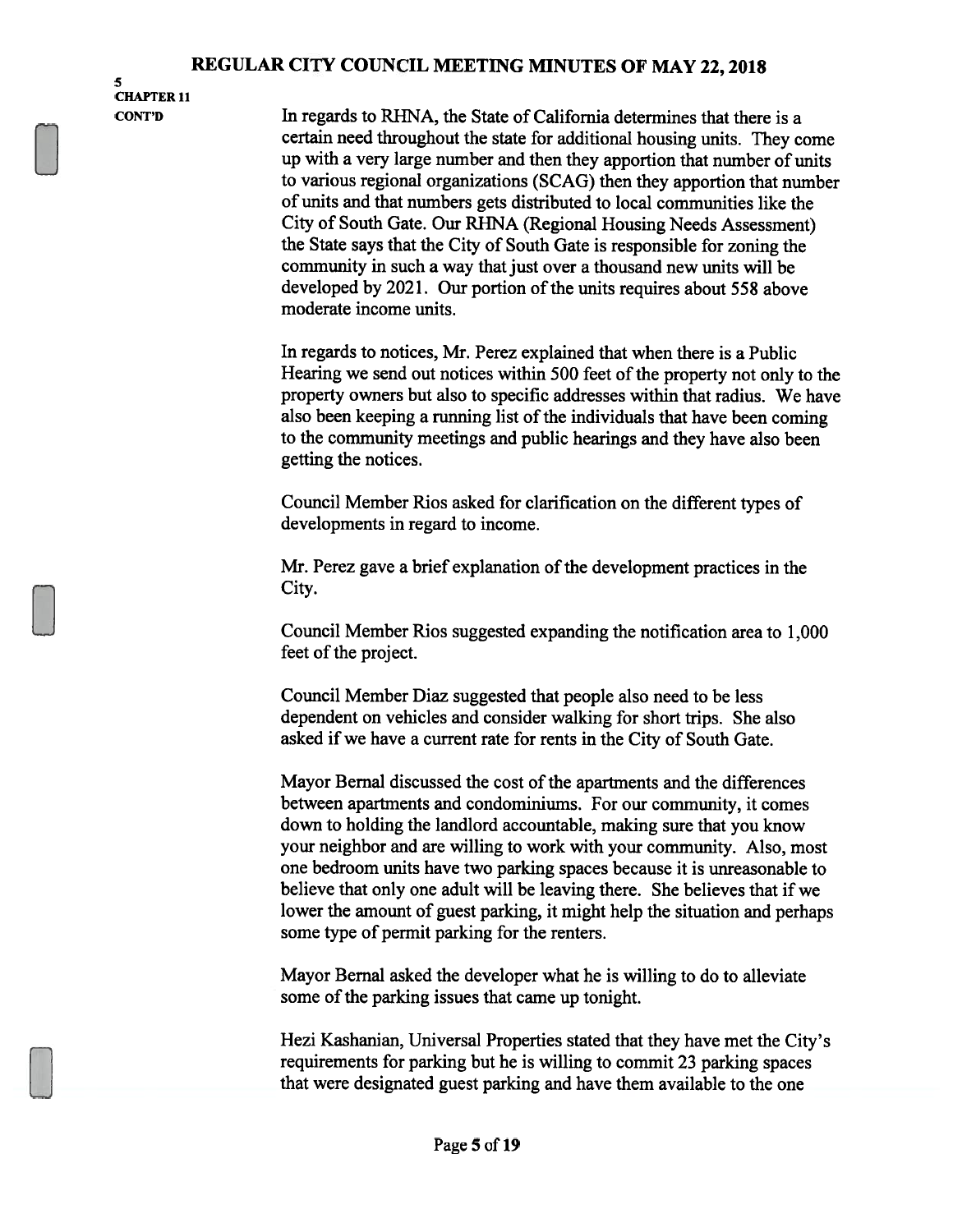5
CHAPTER 11
CONT'D

In regards to RHNA, the State of California determines that there is a certain need throughout the state for additional housing units. They come up with a very large number and then they apportion that number of units to various regional organizations (SCAG) then they apportion that number of units and that numbers gets distributed to local communities like the City of South Gate. Our RHNA (Regional Housing Needs Assessment) the State says that the City of South Gate is responsible for zoning the community in such a way that just over a thousand new units will be developed by 2021. Our portion of the units requires about 558 above moderate income units.

In regards to notices, Mr. Perez explained that when there is a Public Hearing we send out notices within 500 feet of the property not only to the property owners but also to specific addresses within that radius. We have also been keeping a running list of the individuals that have been coming to the community meetings and public hearings and they have also been getting the notices.

Council Member Rios asked for clarification on the different types of developments in regard to income.

Mr. Perez gave a brief explanation of the development practices in the City.

Council Member Rios suggested expanding the notification area to 1,000 feet of the project.

Council Member Diaz suggested that people also need to be less dependent on vehicles and consider walking for short trips. She also asked if we have a current rate for rents in the City of South Gate.

Mayor Bernal discussed the cost of the apartments and the differences between apartments and condominiums. For our community, it comes down to holding the landlord accountable, making sure that you know your neighbor and are willing to work with your community. Also, most one bedroom units have two parking spaces because it is unreasonable to believe that only one adult will be leaving there. She believes that if we lower the amount of guest parking, it might help the situation and perhaps some type of permit parking for the renters.

Mayor Bernal asked the developer what he is willing to do to alleviate some of the parking issues that came up tonight.

Hezi Kashanian, Universal Properties stated that they have met the City's requirements for parking but he is willing to commit 23 parking spaces that were designated guest parking and have them available to the one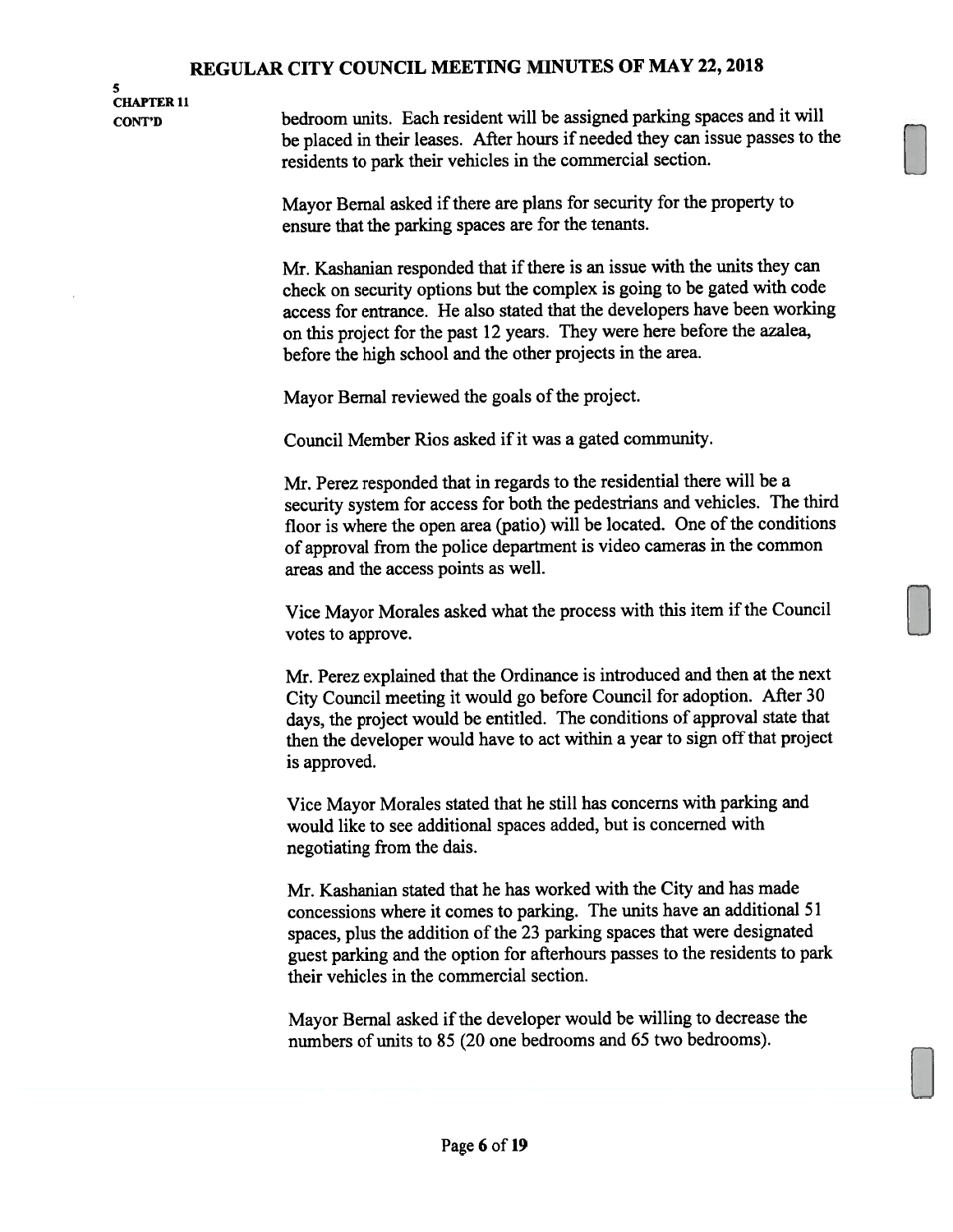5
CHAPTER 11
CONT'D

bedroom units. Each resident will be assigned parking spaces and it will be placed in their leases. After hours if needed they can issue passes to the residents to park their vehicles in the commercial section.

Mayor Bernal asked if there are plans for security for the property to ensure that the parking spaces are for the tenants.

Mr. Kashanian responded that if there is an issue with the units they can check on security options but the complex is going to be gated with code access for entrance. He also stated that the developers have been working on this project for the past 12 years. They were here before the azalea, before the high school and the other projects in the area.

Mayor Bernal reviewed the goals of the project.

Council Member Rios asked if it was a gated community.

Mr. Perez responded that in regards to the residential there will be a security system for access for both the pedestrians and vehicles. The third floor is where the open area (patio) will be located. One of the conditions of approval from the police department is video cameras in the common areas and the access points as well.

Vice Mayor Morales asked what the process with this item if the Council votes to approve.

Mr. Perez explained that the Ordinance is introduced and then at the next City Council meeting it would go before Council for adoption. After 30 days, the project would be entitled. The conditions of approval state that then the developer would have to act within a year to sign off that project is approved.

Vice Mayor Morales stated that he still has concerns with parking and would like to see additional spaces added, but is concerned with negotiating from the dais.

Mr. Kashanian stated that he has worked with the City and has made concessions where it comes to parking. The units have an additional 51 spaces, plus the addition of the 23 parking spaces that were designated guest parking and the option for afterhours passes to the residents to park their vehicles in the commercial section.

Mayor Bernal asked if the developer would be willing to decrease the numbers of units to 85 (20 one bedrooms and 65 two bedrooms).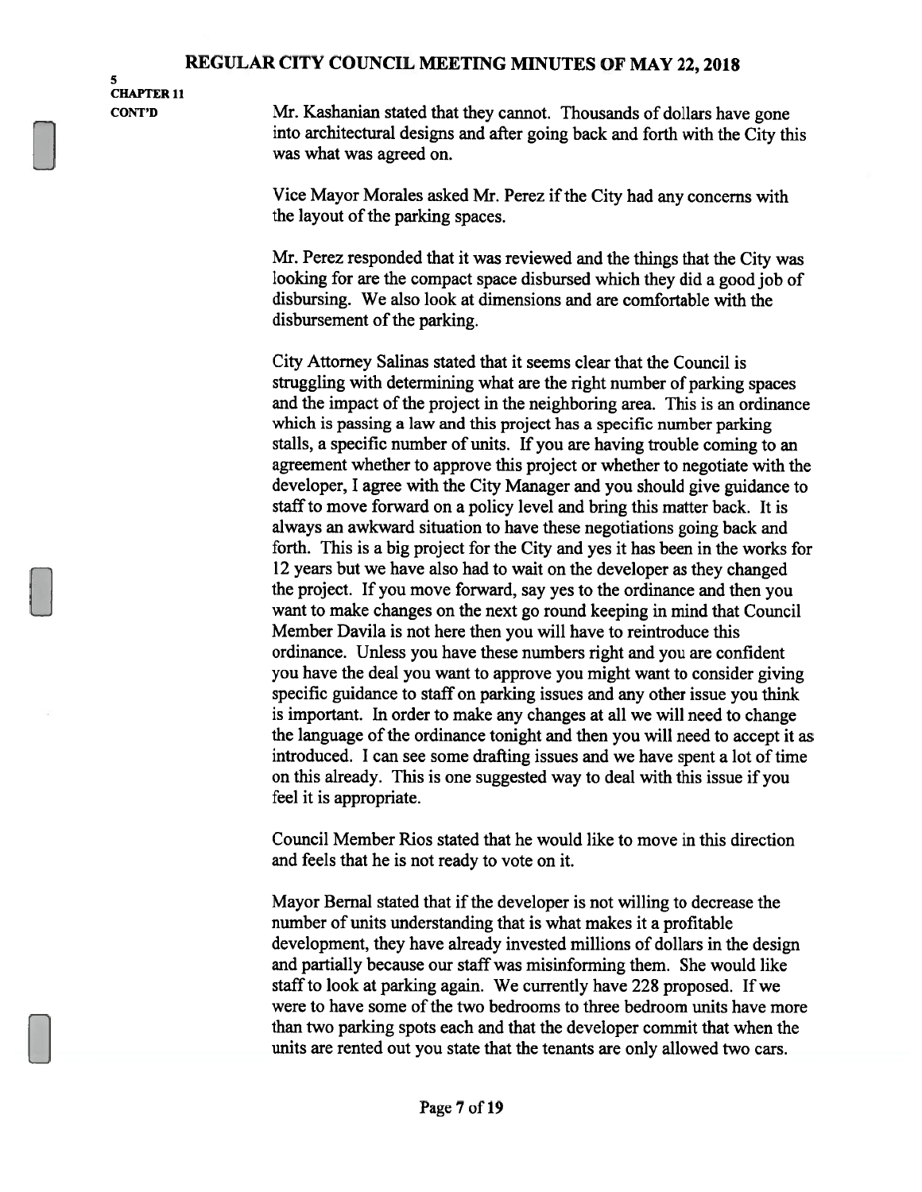5
**CHAPTER 11**
**CONT'D**

Mr. Kashanian stated that they cannot. Thousands of dollars have gone into architectural designs and after going back and forth with the City this was what was agreed on.

Vice Mayor Morales asked Mr. Perez if the City had any concerns with the layout of the parking spaces.

Mr. Perez responded that it was reviewed and the things that the City was looking for are the compact space disbursed which they did a good job of disbursing. We also look at dimensions and are comfortable with the disbursement of the parking.

City Attorney Salinas stated that it seems clear that the Council is struggling with determining what are the right number of parking spaces and the impact of the project in the neighboring area. This is an ordinance which is passing a law and this project has a specific number parking stalls, a specific number of units. If you are having trouble coming to an agreement whether to approve this project or whether to negotiate with the developer, I agree with the City Manager and you should give guidance to staff to move forward on a policy level and bring this matter back. It is always an awkward situation to have these negotiations going back and forth. This is a big project for the City and yes it has been in the works for 12 years but we have also had to wait on the developer as they changed the project. If you move forward, say yes to the ordinance and then you want to make changes on the next go round keeping in mind that Council Member Davila is not here then you will have to reintroduce this ordinance. Unless you have these numbers right and you are confident you have the deal you want to approve you might want to consider giving specific guidance to staff on parking issues and any other issue you think is important. In order to make any changes at all we will need to change the language of the ordinance tonight and then you will need to accept it as introduced. I can see some drafting issues and we have spent a lot of time on this already. This is one suggested way to deal with this issue if you feel it is appropriate.

Council Member Rios stated that he would like to move in this direction and feels that he is not ready to vote on it.

Mayor Bernal stated that if the developer is not willing to decrease the number of units understanding that is what makes it a profitable development, they have already invested millions of dollars in the design and partially because our staff was misinforming them. She would like staff to look at parking again. We currently have 228 proposed. If we were to have some of the two bedrooms to three bedroom units have more than two parking spots each and that the developer commit that when the units are rented out you state that the tenants are only allowed two cars.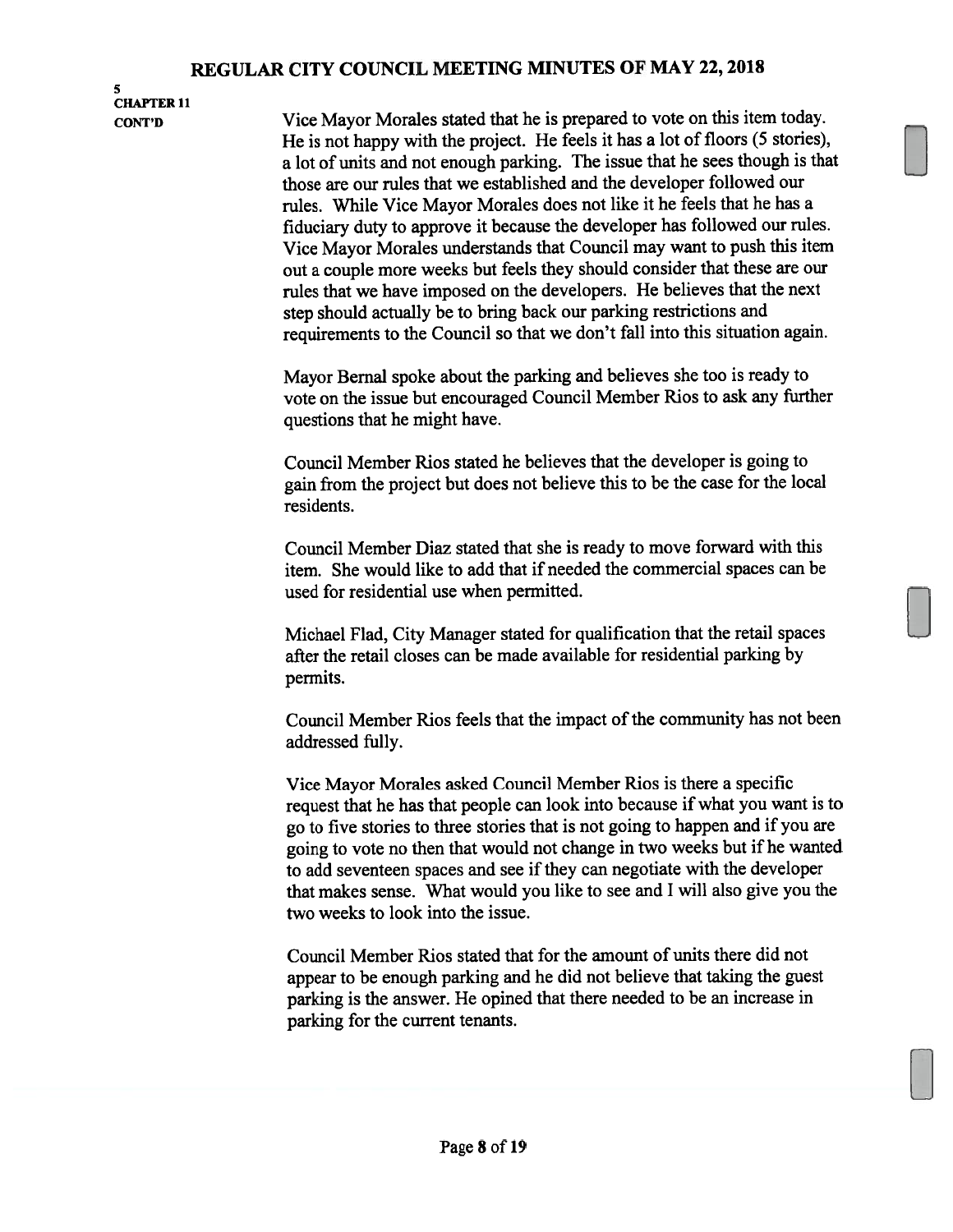5
CHAPTER 11
CONT'D

Vice Mayor Morales stated that he is prepared to vote on this item today. He is not happy with the project. He feels it has a lot of floors (5 stories), a lot of units and not enough parking. The issue that he sees though is that those are our rules that we established and the developer followed our rules. While Vice Mayor Morales does not like it he feels that he has a fiduciary duty to approve it because the developer has followed our rules. Vice Mayor Morales understands that Council may want to push this item out a couple more weeks but feels they should consider that these are our rules that we have imposed on the developers. He believes that the next step should actually be to bring back our parking restrictions and requirements to the Council so that we don't fall into this situation again.

Mayor Bernal spoke about the parking and believes she too is ready to vote on the issue but encouraged Council Member Rios to ask any further questions that he might have.

Council Member Rios stated he believes that the developer is going to gain from the project but does not believe this to be the case for the local residents.

Council Member Diaz stated that she is ready to move forward with this item. She would like to add that if needed the commercial spaces can be used for residential use when permitted.

Michael Flad, City Manager stated for qualification that the retail spaces after the retail closes can be made available for residential parking by permits.

Council Member Rios feels that the impact of the community has not been addressed fully.

Vice Mayor Morales asked Council Member Rios is there a specific request that he has that people can look into because if what you want is to go to five stories to three stories that is not going to happen and if you are going to vote no then that would not change in two weeks but if he wanted to add seventeen spaces and see if they can negotiate with the developer that makes sense. What would you like to see and I will also give you the two weeks to look into the issue.

Council Member Rios stated that for the amount of units there did not appear to be enough parking and he did not believe that taking the guest parking is the answer. He opined that there needed to be an increase in parking for the current tenants.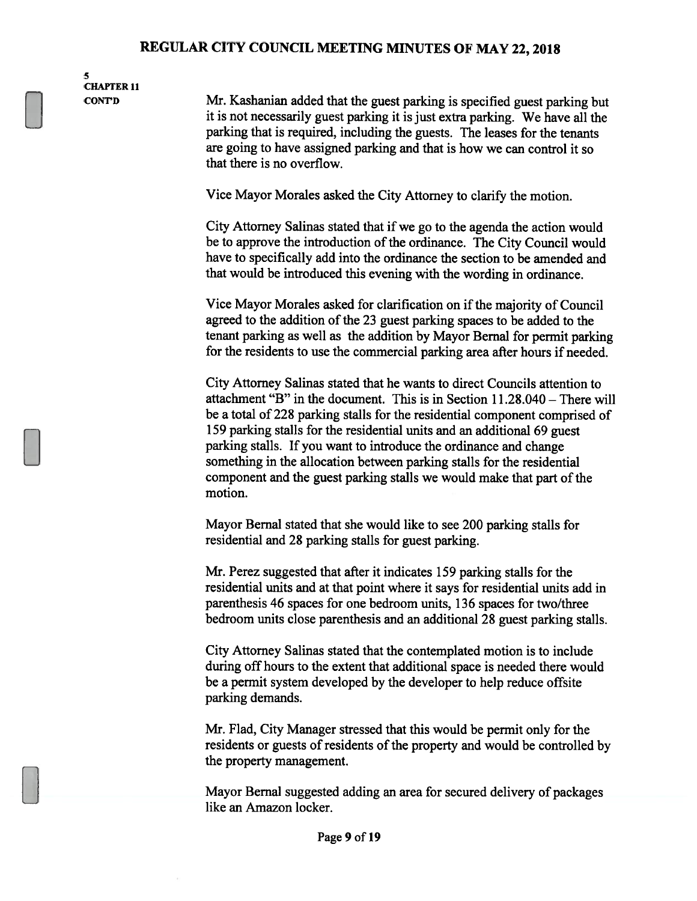**5**
**CHAPTER 11**
**CONT'D**

Mr. Kashanian added that the guest parking is specified guest parking but it is not necessarily guest parking it is just extra parking. We have all the parking that is required, including the guests. The leases for the tenants are going to have assigned parking and that is how we can control it so that there is no overflow.

Vice Mayor Morales asked the City Attorney to clarify the motion.

City Attorney Salinas stated that if we go to the agenda the action would be to approve the introduction of the ordinance. The City Council would have to specifically add into the ordinance the section to be amended and that would be introduced this evening with the wording in ordinance.

Vice Mayor Morales asked for clarification on if the majority of Council agreed to the addition of the 23 guest parking spaces to be added to the tenant parking as well as the addition by Mayor Bernal for permit parking for the residents to use the commercial parking area after hours if needed.

City Attorney Salinas stated that he wants to direct Councils attention to attachment "B" in the document. This is in Section 11.28.040 – There will be a total of 228 parking stalls for the residential component comprised of 159 parking stalls for the residential units and an additional 69 guest parking stalls. If you want to introduce the ordinance and change something in the allocation between parking stalls for the residential component and the guest parking stalls we would make that part of the motion.

Mayor Bernal stated that she would like to see 200 parking stalls for residential and 28 parking stalls for guest parking.

Mr. Perez suggested that after it indicates 159 parking stalls for the residential units and at that point where it says for residential units add in parenthesis 46 spaces for one bedroom units, 136 spaces for two/three bedroom units close parenthesis and an additional 28 guest parking stalls.

City Attorney Salinas stated that the contemplated motion is to include during off hours to the extent that additional space is needed there would be a permit system developed by the developer to help reduce offsite parking demands.

Mr. Flad, City Manager stressed that this would be permit only for the residents or guests of residents of the property and would be controlled by the property management.

Mayor Bernal suggested adding an area for secured delivery of packages like an Amazon locker.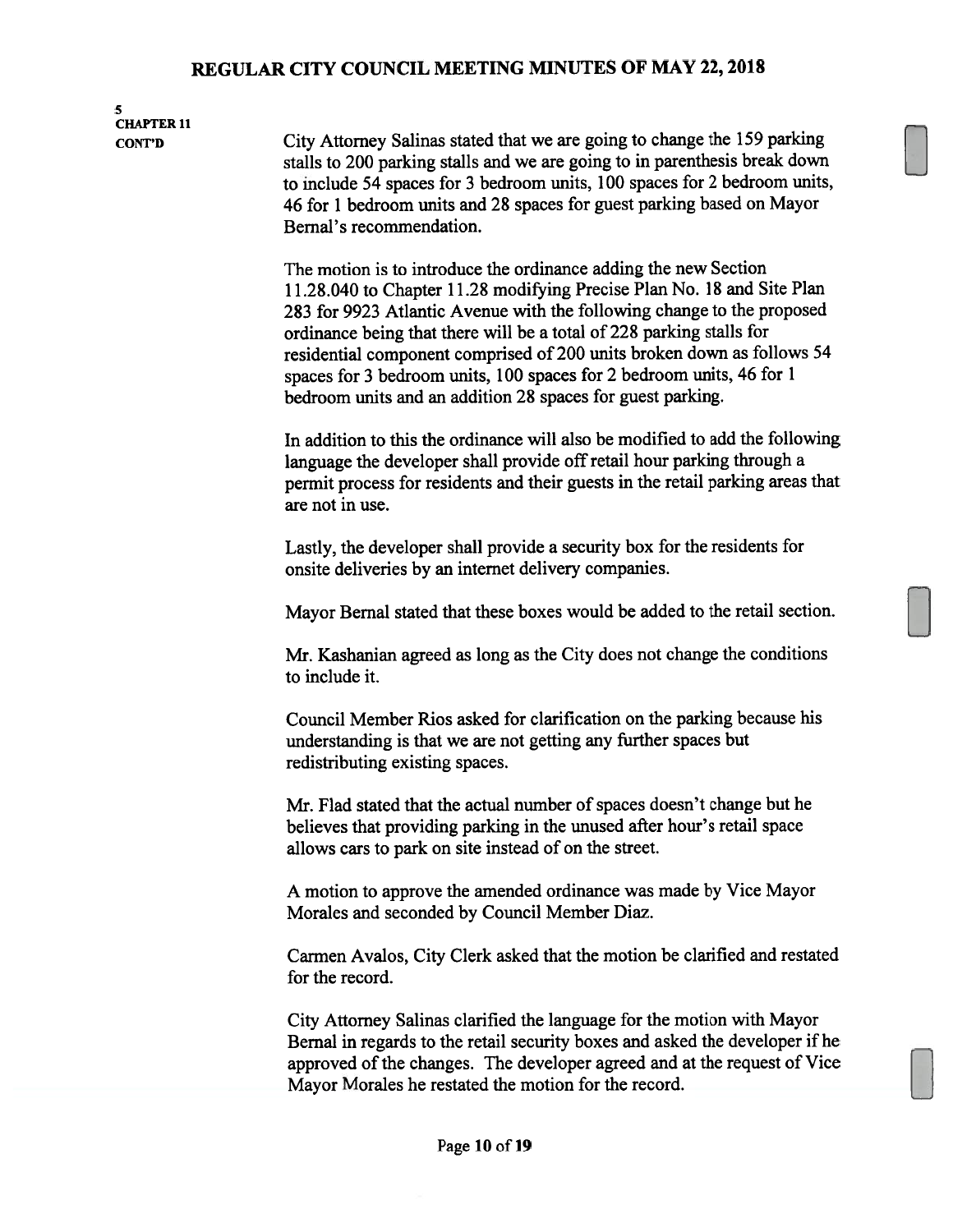**5**
**CHAPTER 11**
**CONT'D**

City Attorney Salinas stated that we are going to change the 159 parking stalls to 200 parking stalls and we are going to in parenthesis break down to include 54 spaces for 3 bedroom units, 100 spaces for 2 bedroom units, 46 for 1 bedroom units and 28 spaces for guest parking based on Mayor Bernal's recommendation.

The motion is to introduce the ordinance adding the new Section 11.28.040 to Chapter 11.28 modifying Precise Plan No. 18 and Site Plan 283 for 9923 Atlantic Avenue with the following change to the proposed ordinance being that there will be a total of 228 parking stalls for residential component comprised of 200 units broken down as follows 54 spaces for 3 bedroom units, 100 spaces for 2 bedroom units, 46 for 1 bedroom units and an addition 28 spaces for guest parking.

In addition to this the ordinance will also be modified to add the following language the developer shall provide off retail hour parking through a permit process for residents and their guests in the retail parking areas that are not in use.

Lastly, the developer shall provide a security box for the residents for onsite deliveries by an internet delivery companies.

Mayor Bernal stated that these boxes would be added to the retail section.

Mr. Kashanian agreed as long as the City does not change the conditions to include it.

Council Member Rios asked for clarification on the parking because his understanding is that we are not getting any further spaces but redistributing existing spaces.

Mr. Flad stated that the actual number of spaces doesn't change but he believes that providing parking in the unused after hour's retail space allows cars to park on site instead of on the street.

A motion to approve the amended ordinance was made by Vice Mayor Morales and seconded by Council Member Diaz.

Carmen Avalos, City Clerk asked that the motion be clarified and restated for the record.

City Attorney Salinas clarified the language for the motion with Mayor Bernal in regards to the retail security boxes and asked the developer if he approved of the changes. The developer agreed and at the request of Vice Mayor Morales he restated the motion for the record.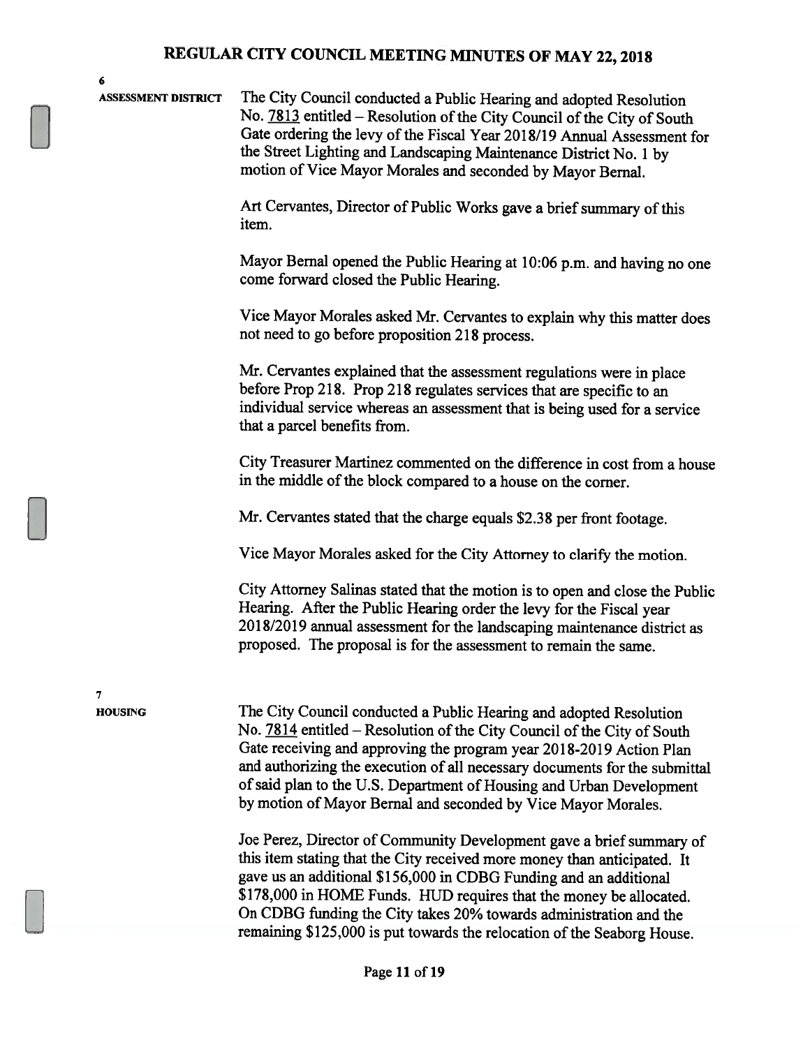**6**
**ASSESSMENT DISTRICT**

The City Council conducted a Public Hearing and adopted Resolution No. 7813 entitled – Resolution of the City Council of the City of South Gate ordering the levy of the Fiscal Year 2018/19 Annual Assessment for the Street Lighting and Landscaping Maintenance District No. 1 by motion of Vice Mayor Morales and seconded by Mayor Bernal.

Art Cervantes, Director of Public Works gave a brief summary of this item.

Mayor Bernal opened the Public Hearing at 10:06 p.m. and having no one come forward closed the Public Hearing.

Vice Mayor Morales asked Mr. Cervantes to explain why this matter does not need to go before proposition 218 process.

Mr. Cervantes explained that the assessment regulations were in place before Prop 218. Prop 218 regulates services that are specific to an individual service whereas an assessment that is being used for a service that a parcel benefits from.

City Treasurer Martinez commented on the difference in cost from a house in the middle of the block compared to a house on the corner.

Mr. Cervantes stated that the charge equals $2.38 per front footage.

Vice Mayor Morales asked for the City Attorney to clarify the motion.

City Attorney Salinas stated that the motion is to open and close the Public Hearing. After the Public Hearing order the levy for the Fiscal year 2018/2019 annual assessment for the landscaping maintenance district as proposed. The proposal is for the assessment to remain the same.

**7**
**HOUSING**

The City Council conducted a Public Hearing and adopted Resolution No. 7814 entitled – Resolution of the City Council of the City of South Gate receiving and approving the program year 2018-2019 Action Plan and authorizing the execution of all necessary documents for the submittal of said plan to the U.S. Department of Housing and Urban Development by motion of Mayor Bernal and seconded by Vice Mayor Morales.

Joe Perez, Director of Community Development gave a brief summary of this item stating that the City received more money than anticipated. It gave us an additional $156,000 in CDBG Funding and an additional $178,000 in HOME Funds. HUD requires that the money be allocated. On CDBG funding the City takes 20% towards administration and the remaining $125,000 is put towards the relocation of the Seaborg House.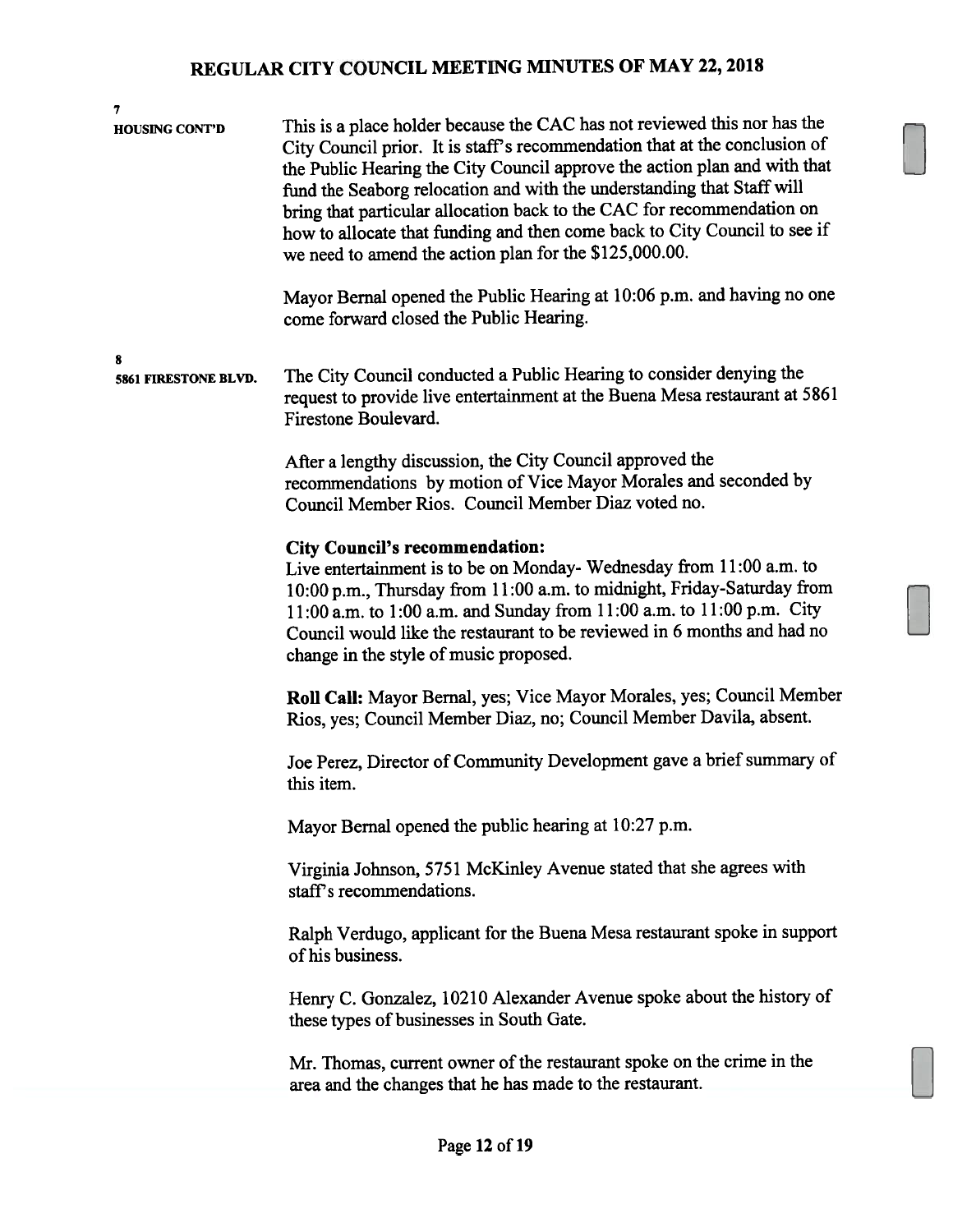**7**
**HOUSING CONT'D**

This is a place holder because the CAC has not reviewed this nor has the City Council prior. It is staff's recommendation that at the conclusion of the Public Hearing the City Council approve the action plan and with that fund the Seaborg relocation and with the understanding that Staff will bring that particular allocation back to the CAC for recommendation on how to allocate that funding and then come back to City Council to see if we need to amend the action plan for the $125,000.00.

Mayor Bernal opened the Public Hearing at 10:06 p.m. and having no one come forward closed the Public Hearing.

**8**
**5861 FIRESTONE BLVD.**

The City Council conducted a Public Hearing to consider denying the request to provide live entertainment at the Buena Mesa restaurant at 5861 Firestone Boulevard.

After a lengthy discussion, the City Council approved the recommendations by motion of Vice Mayor Morales and seconded by Council Member Rios. Council Member Diaz voted no.

**City Council's recommendation:**
Live entertainment is to be on Monday- Wednesday from 11:00 a.m. to 10:00 p.m., Thursday from 11:00 a.m. to midnight, Friday-Saturday from 11:00 a.m. to 1:00 a.m. and Sunday from 11:00 a.m. to 11:00 p.m. City Council would like the restaurant to be reviewed in 6 months and had no change in the style of music proposed.

**Roll Call:** Mayor Bernal, yes; Vice Mayor Morales, yes; Council Member Rios, yes; Council Member Diaz, no; Council Member Davila, absent.

Joe Perez, Director of Community Development gave a brief summary of this item.

Mayor Bernal opened the public hearing at 10:27 p.m.

Virginia Johnson, 5751 McKinley Avenue stated that she agrees with staff's recommendations.

Ralph Verdugo, applicant for the Buena Mesa restaurant spoke in support of his business.

Henry C. Gonzalez, 10210 Alexander Avenue spoke about the history of these types of businesses in South Gate.

Mr. Thomas, current owner of the restaurant spoke on the crime in the area and the changes that he has made to the restaurant.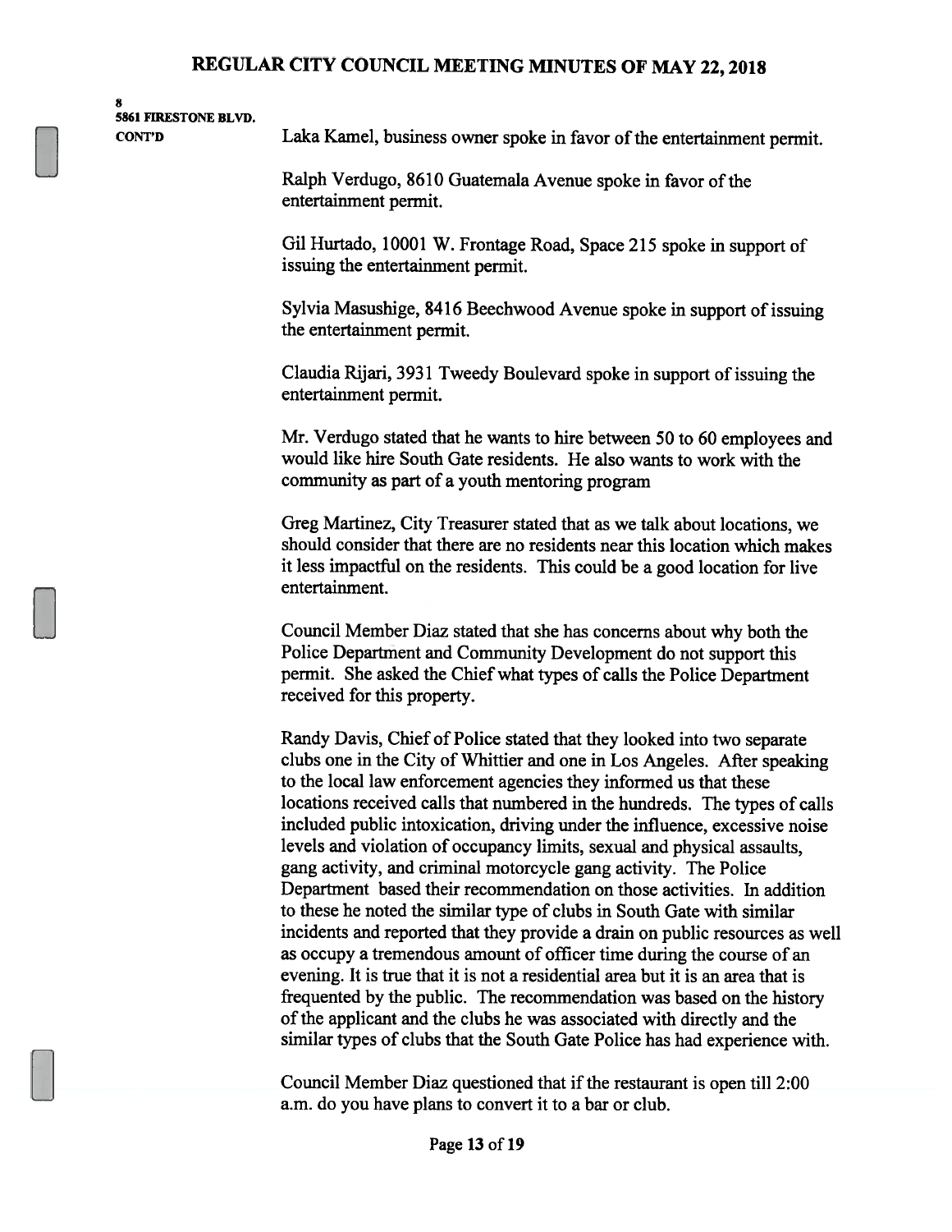**8**
**5861 FIRESTONE BLVD.**
**CONT'D**

Laka Kamel, business owner spoke in favor of the entertainment permit.

Ralph Verdugo, 8610 Guatemala Avenue spoke in favor of the entertainment permit.

Gil Hurtado, 10001 W. Frontage Road, Space 215 spoke in support of issuing the entertainment permit.

Sylvia Masushige, 8416 Beechwood Avenue spoke in support of issuing the entertainment permit.

Claudia Rijari, 3931 Tweedy Boulevard spoke in support of issuing the entertainment permit.

Mr. Verdugo stated that he wants to hire between 50 to 60 employees and would like hire South Gate residents. He also wants to work with the community as part of a youth mentoring program

Greg Martinez, City Treasurer stated that as we talk about locations, we should consider that there are no residents near this location which makes it less impactful on the residents. This could be a good location for live entertainment.

Council Member Diaz stated that she has concerns about why both the Police Department and Community Development do not support this permit. She asked the Chief what types of calls the Police Department received for this property.

Randy Davis, Chief of Police stated that they looked into two separate clubs one in the City of Whittier and one in Los Angeles. After speaking to the local law enforcement agencies they informed us that these locations received calls that numbered in the hundreds. The types of calls included public intoxication, driving under the influence, excessive noise levels and violation of occupancy limits, sexual and physical assaults, gang activity, and criminal motorcycle gang activity. The Police Department based their recommendation on those activities. In addition to these he noted the similar type of clubs in South Gate with similar incidents and reported that they provide a drain on public resources as well as occupy a tremendous amount of officer time during the course of an evening. It is true that it is not a residential area but it is an area that is frequented by the public. The recommendation was based on the history of the applicant and the clubs he was associated with directly and the similar types of clubs that the South Gate Police has had experience with.

Council Member Diaz questioned that if the restaurant is open till 2:00 a.m. do you have plans to convert it to a bar or club.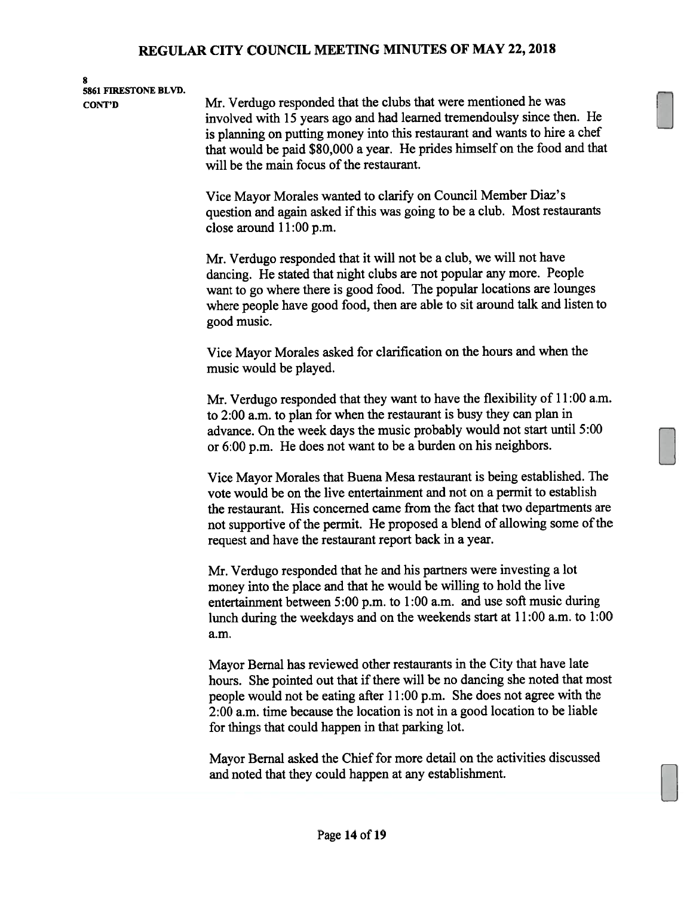8
5861 FIRESTONE BLVD.
CONT'D

Mr. Verdugo responded that the clubs that were mentioned he was involved with 15 years ago and had learned tremendoulsy since then. He is planning on putting money into this restaurant and wants to hire a chef that would be paid \$80,000 a year. He prides himself on the food and that will be the main focus of the restaurant.

Vice Mayor Morales wanted to clarify on Council Member Diaz's question and again asked if this was going to be a club. Most restaurants close around 11:00 p.m.

Mr. Verdugo responded that it will not be a club, we will not have dancing. He stated that night clubs are not popular any more. People want to go where there is good food. The popular locations are lounges where people have good food, then are able to sit around talk and listen to good music.

Vice Mayor Morales asked for clarification on the hours and when the music would be played.

Mr. Verdugo responded that they want to have the flexibility of 11:00 a.m. to 2:00 a.m. to plan for when the restaurant is busy they can plan in advance. On the week days the music probably would not start until 5:00 or 6:00 p.m. He does not want to be a burden on his neighbors.

Vice Mayor Morales that Buena Mesa restaurant is being established. The vote would be on the live entertainment and not on a permit to establish the restaurant. His concerned came from the fact that two departments are not supportive of the permit. He proposed a blend of allowing some of the request and have the restaurant report back in a year.

Mr. Verdugo responded that he and his partners were investing a lot money into the place and that he would be willing to hold the live entertainment between 5:00 p.m. to 1:00 a.m. and use soft music during lunch during the weekdays and on the weekends start at 11:00 a.m. to 1:00 a.m.

Mayor Bernal has reviewed other restaurants in the City that have late hours. She pointed out that if there will be no dancing she noted that most people would not be eating after 11:00 p.m. She does not agree with the 2:00 a.m. time because the location is not in a good location to be liable for things that could happen in that parking lot.

Mayor Bernal asked the Chief for more detail on the activities discussed and noted that they could happen at any establishment.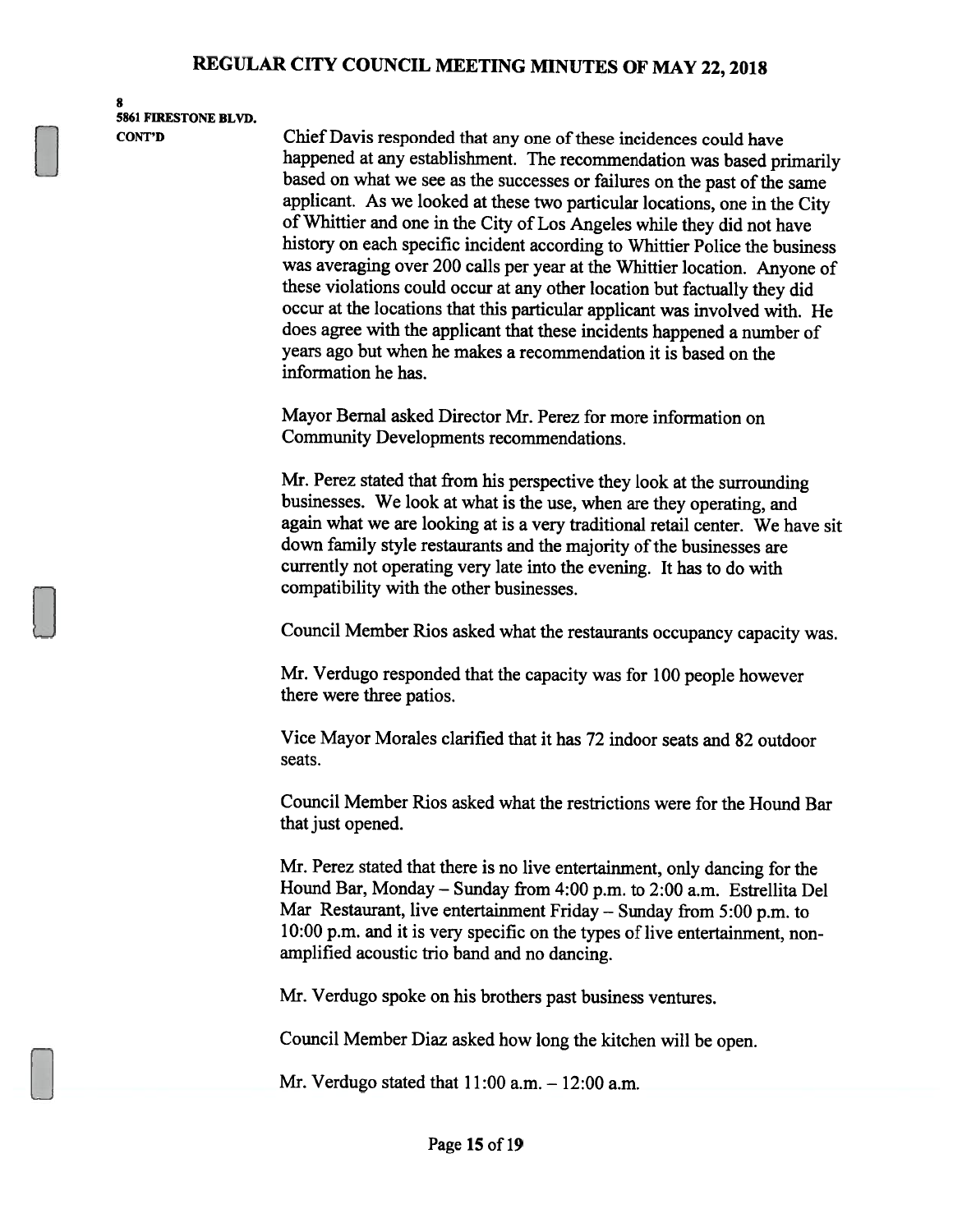**8**
**5861 FIRESTONE BLVD.**
**CONT'D**

Chief Davis responded that any one of these incidences could have happened at any establishment. The recommendation was based primarily based on what we see as the successes or failures on the past of the same applicant. As we looked at these two particular locations, one in the City of Whittier and one in the City of Los Angeles while they did not have history on each specific incident according to Whittier Police the business was averaging over 200 calls per year at the Whittier location. Anyone of these violations could occur at any other location but factually they did occur at the locations that this particular applicant was involved with. He does agree with the applicant that these incidents happened a number of years ago but when he makes a recommendation it is based on the information he has.

Mayor Bernal asked Director Mr. Perez for more information on Community Developments recommendations.

Mr. Perez stated that from his perspective they look at the surrounding businesses. We look at what is the use, when are they operating, and again what we are looking at is a very traditional retail center. We have sit down family style restaurants and the majority of the businesses are currently not operating very late into the evening. It has to do with compatibility with the other businesses.

Council Member Rios asked what the restaurants occupancy capacity was.

Mr. Verdugo responded that the capacity was for 100 people however there were three patios.

Vice Mayor Morales clarified that it has 72 indoor seats and 82 outdoor seats.

Council Member Rios asked what the restrictions were for the Hound Bar that just opened.

Mr. Perez stated that there is no live entertainment, only dancing for the Hound Bar, Monday – Sunday from 4:00 p.m. to 2:00 a.m. Estrellita Del Mar Restaurant, live entertainment Friday – Sunday from 5:00 p.m. to 10:00 p.m. and it is very specific on the types of live entertainment, non-amplified acoustic trio band and no dancing.

Mr. Verdugo spoke on his brothers past business ventures.

Council Member Diaz asked how long the kitchen will be open.

Mr. Verdugo stated that 11:00 a.m. – 12:00 a.m.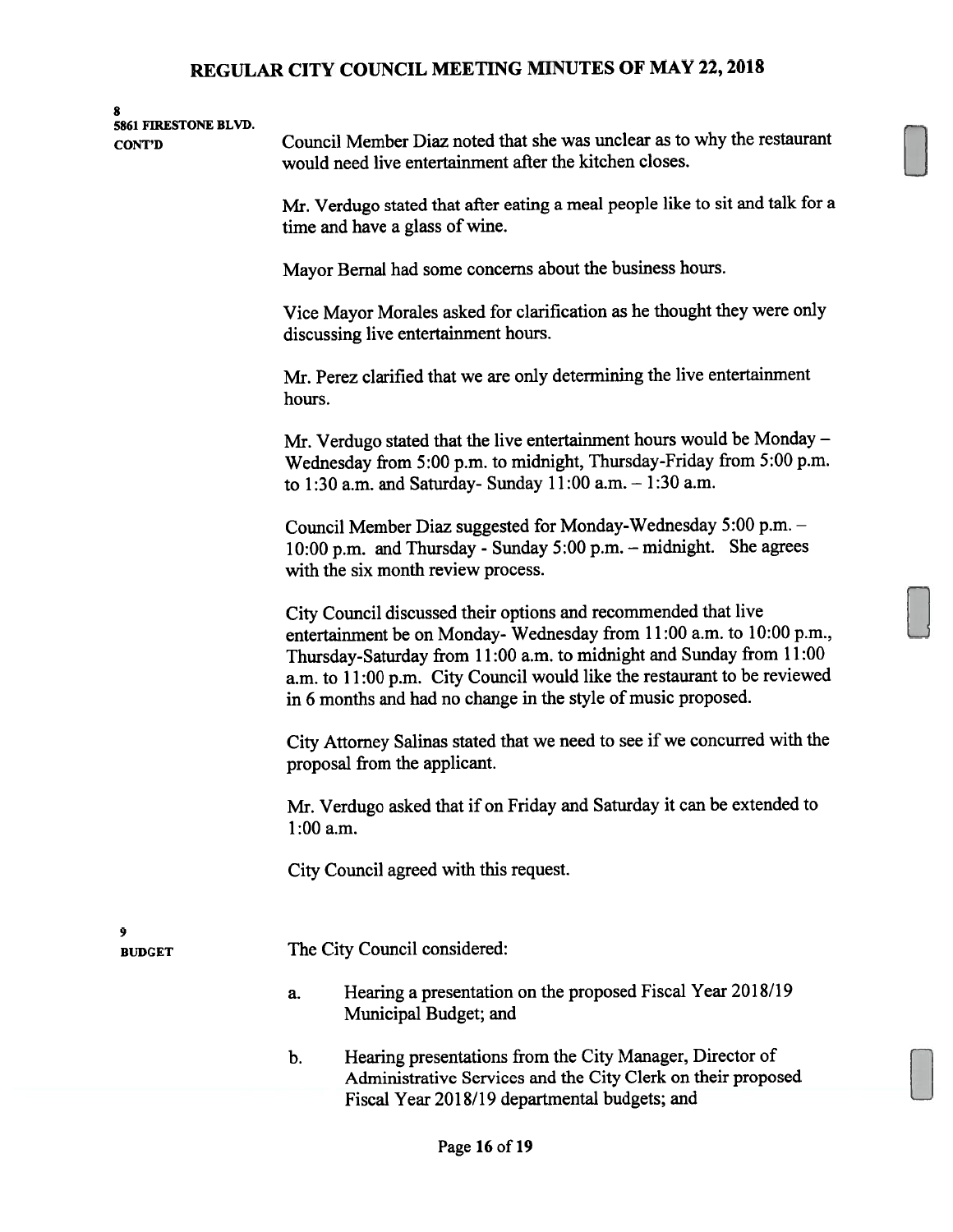**8**
**5861 FIRESTONE BLVD.**
**CONT'D**

Council Member Diaz noted that she was unclear as to why the restaurant would need live entertainment after the kitchen closes.

Mr. Verdugo stated that after eating a meal people like to sit and talk for a time and have a glass of wine.

Mayor Bernal had some concerns about the business hours.

Vice Mayor Morales asked for clarification as he thought they were only discussing live entertainment hours.

Mr. Perez clarified that we are only determining the live entertainment hours.

Mr. Verdugo stated that the live entertainment hours would be Monday – Wednesday from 5:00 p.m. to midnight, Thursday-Friday from 5:00 p.m. to 1:30 a.m. and Saturday- Sunday 11:00 a.m. – 1:30 a.m.

Council Member Diaz suggested for Monday-Wednesday 5:00 p.m. – 10:00 p.m. and Thursday - Sunday 5:00 p.m. – midnight. She agrees with the six month review process.

City Council discussed their options and recommended that live entertainment be on Monday- Wednesday from 11:00 a.m. to 10:00 p.m., Thursday-Saturday from 11:00 a.m. to midnight and Sunday from 11:00 a.m. to 11:00 p.m. City Council would like the restaurant to be reviewed in 6 months and had no change in the style of music proposed.

City Attorney Salinas stated that we need to see if we concurred with the proposal from the applicant.

Mr. Verdugo asked that if on Friday and Saturday it can be extended to 1:00 a.m.

City Council agreed with this request.

**9**
**BUDGET**

The City Council considered:

a. Hearing a presentation on the proposed Fiscal Year 2018/19 Municipal Budget; and

b. Hearing presentations from the City Manager, Director of Administrative Services and the City Clerk on their proposed Fiscal Year 2018/19 departmental budgets; and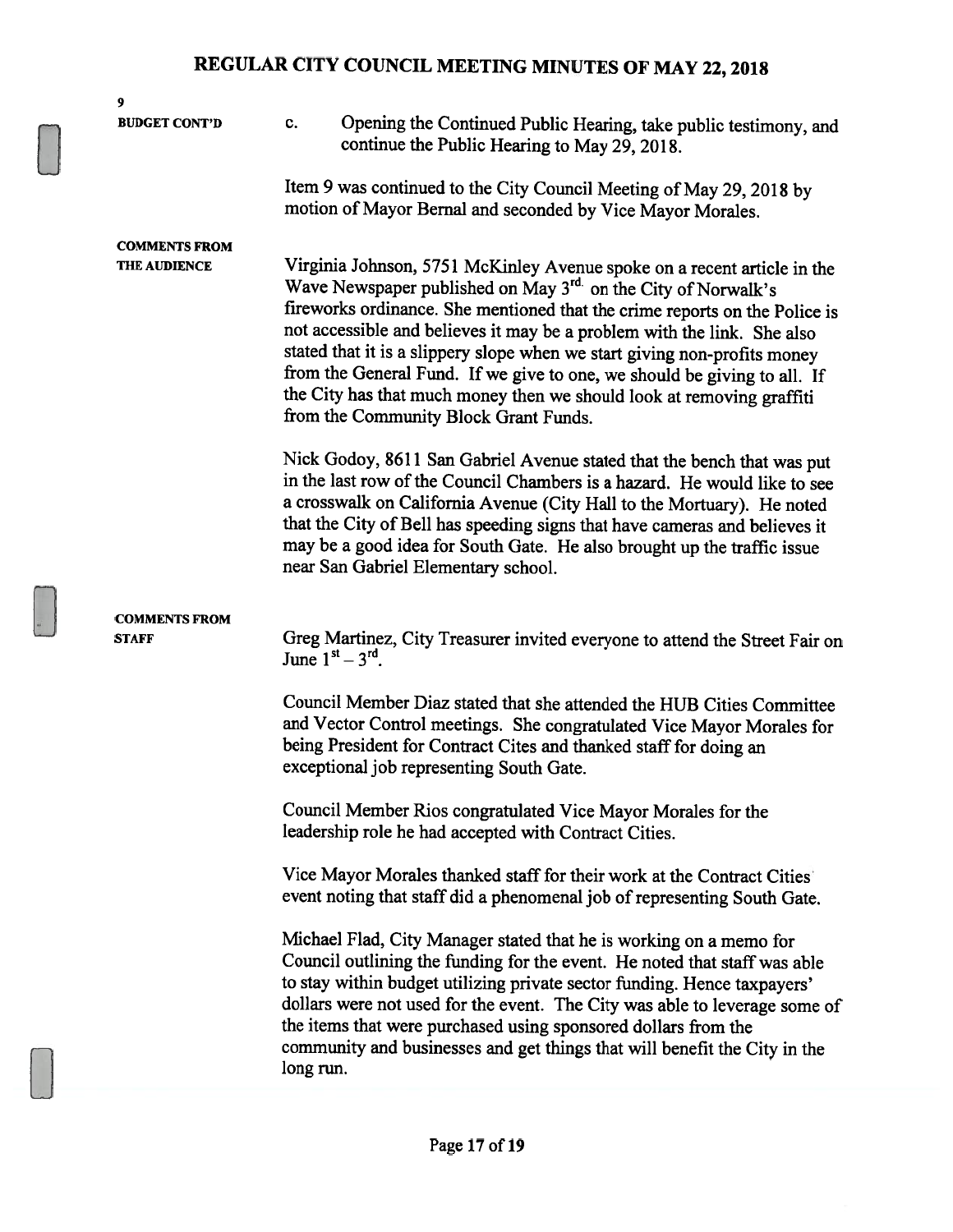**9**

**BUDGET CONT'D**

c. Opening the Continued Public Hearing, take public testimony, and continue the Public Hearing to May 29, 2018.

Item 9 was continued to the City Council Meeting of May 29, 2018 by motion of Mayor Bernal and seconded by Vice Mayor Morales.

**COMMENTS FROM THE AUDIENCE**

Virginia Johnson, 5751 McKinley Avenue spoke on a recent article in the Wave Newspaper published on May 3rd on the City of Norwalk's fireworks ordinance. She mentioned that the crime reports on the Police is not accessible and believes it may be a problem with the link. She also stated that it is a slippery slope when we start giving non-profits money from the General Fund. If we give to one, we should be giving to all. If the City has that much money then we should look at removing graffiti from the Community Block Grant Funds.

Nick Godoy, 8611 San Gabriel Avenue stated that the bench that was put in the last row of the Council Chambers is a hazard. He would like to see a crosswalk on California Avenue (City Hall to the Mortuary). He noted that the City of Bell has speeding signs that have cameras and believes it may be a good idea for South Gate. He also brought up the traffic issue near San Gabriel Elementary school.

**COMMENTS FROM STAFF**

Greg Martinez, City Treasurer invited everyone to attend the Street Fair on June 1st – 3rd.

Council Member Diaz stated that she attended the HUB Cities Committee and Vector Control meetings. She congratulated Vice Mayor Morales for being President for Contract Cites and thanked staff for doing an exceptional job representing South Gate.

Council Member Rios congratulated Vice Mayor Morales for the leadership role he had accepted with Contract Cities.

Vice Mayor Morales thanked staff for their work at the Contract Cities event noting that staff did a phenomenal job of representing South Gate.

Michael Flad, City Manager stated that he is working on a memo for Council outlining the funding for the event. He noted that staff was able to stay within budget utilizing private sector funding. Hence taxpayers' dollars were not used for the event. The City was able to leverage some of the items that were purchased using sponsored dollars from the community and businesses and get things that will benefit the City in the long run.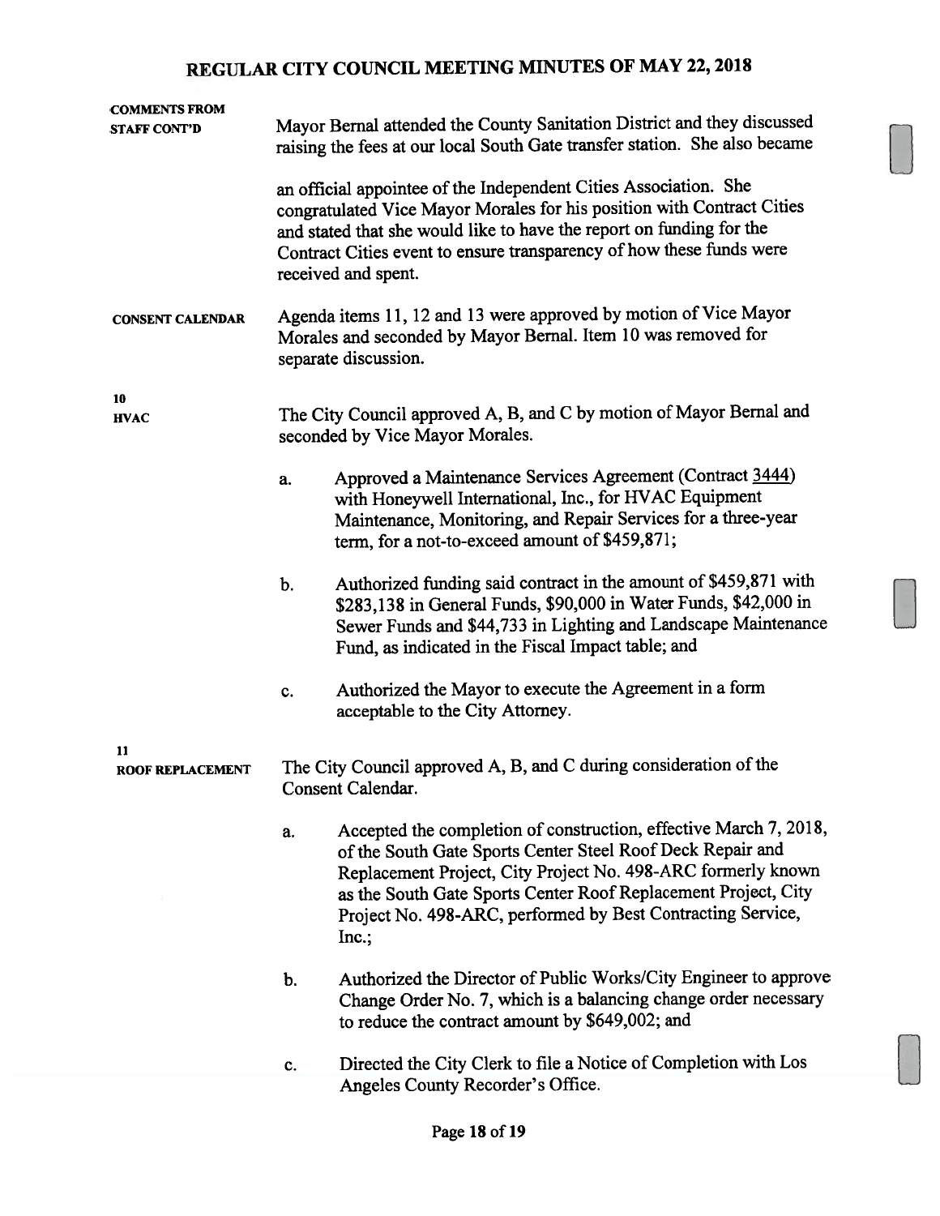**COMMENTS FROM STAFF CONT'D**

Mayor Bernal attended the County Sanitation District and they discussed raising the fees at our local South Gate transfer station. She also became an official appointee of the Independent Cities Association. She congratulated Vice Mayor Morales for his position with Contract Cities and stated that she would like to have the report on funding for the Contract Cities event to ensure transparency of how these funds were received and spent.

**CONSENT CALENDAR**

Agenda items 11, 12 and 13 were approved by motion of Vice Mayor Morales and seconded by Mayor Bernal. Item 10 was removed for separate discussion.

**10**
**HVAC**

The City Council approved A, B, and C by motion of Mayor Bernal and seconded by Vice Mayor Morales.

a. Approved a Maintenance Services Agreement (Contract 3444) with Honeywell International, Inc., for HVAC Equipment Maintenance, Monitoring, and Repair Services for a three-year term, for a not-to-exceed amount of $459,871;

b. Authorized funding said contract in the amount of $459,871 with $283,138 in General Funds, $90,000 in Water Funds, $42,000 in Sewer Funds and $44,733 in Lighting and Landscape Maintenance Fund, as indicated in the Fiscal Impact table; and

c. Authorized the Mayor to execute the Agreement in a form acceptable to the City Attorney.

**11**
**ROOF REPLACEMENT**

The City Council approved A, B, and C during consideration of the Consent Calendar.

a. Accepted the completion of construction, effective March 7, 2018, of the South Gate Sports Center Steel Roof Deck Repair and Replacement Project, City Project No. 498-ARC formerly known as the South Gate Sports Center Roof Replacement Project, City Project No. 498-ARC, performed by Best Contracting Service, Inc.;

b. Authorized the Director of Public Works/City Engineer to approve Change Order No. 7, which is a balancing change order necessary to reduce the contract amount by $649,002; and

c. Directed the City Clerk to file a Notice of Completion with Los Angeles County Recorder's Office.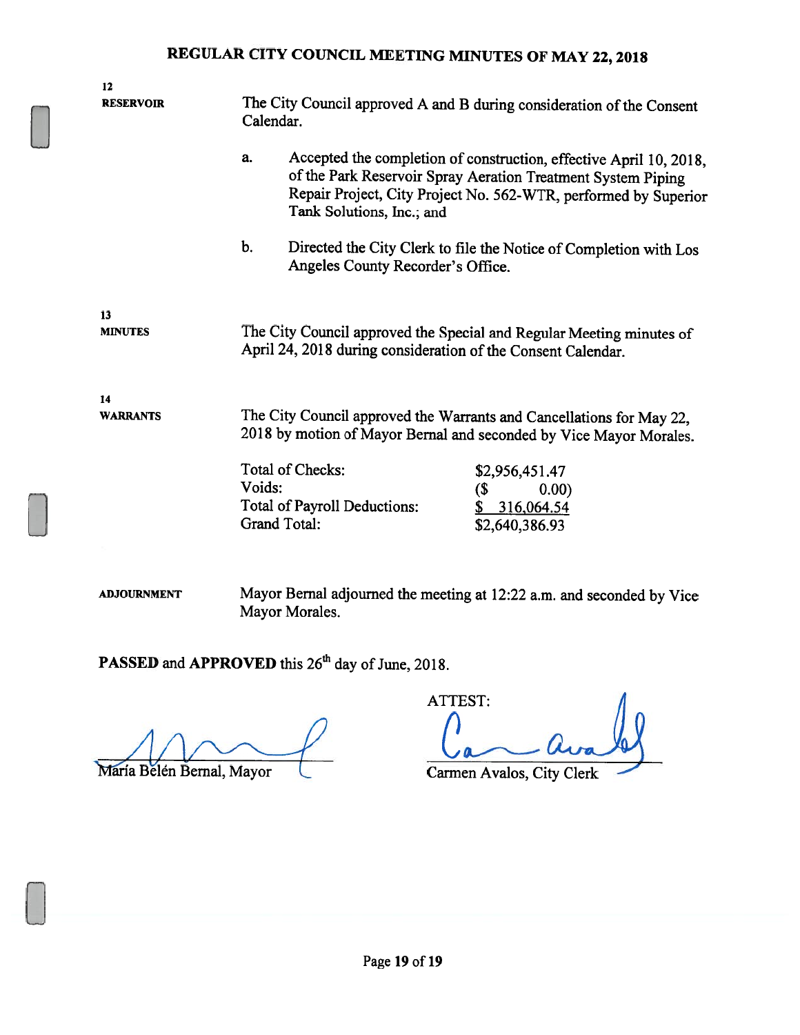# REGULAR CITY COUNCIL MEETING MINUTES OF MAY 22, 2018

**12**
**RESERVOIR**

The City Council approved A and B during consideration of the Consent Calendar.

a. Accepted the completion of construction, effective April 10, 2018, of the Park Reservoir Spray Aeration Treatment System Piping Repair Project, City Project No. 562-WTR, performed by Superior Tank Solutions, Inc.; and

b. Directed the City Clerk to file the Notice of Completion with Los Angeles County Recorder's Office.

**13**
**MINUTES**

The City Council approved the Special and Regular Meeting minutes of April 24, 2018 during consideration of the Consent Calendar.

**14**
**WARRANTS**

The City Council approved the Warrants and Cancellations for May 22, 2018 by motion of Mayor Bernal and seconded by Vice Mayor Morales.

| | |
|---|---|
| Total of Checks: | $2,956,451.47 |
| Voids: | ($ 0.00) |
| Total of Payroll Deductions: | $ 316,064.54 |
| Grand Total: | $2,640,386.93 |

**ADJOURNMENT**

Mayor Bernal adjourned the meeting at 12:22 a.m. and seconded by Vice Mayor Morales.

**PASSED** and **APPROVED** this 26th day of June, 2018.

María Belén Bernal, Mayor

ATTEST:

Carmen Avalos, City Clerk